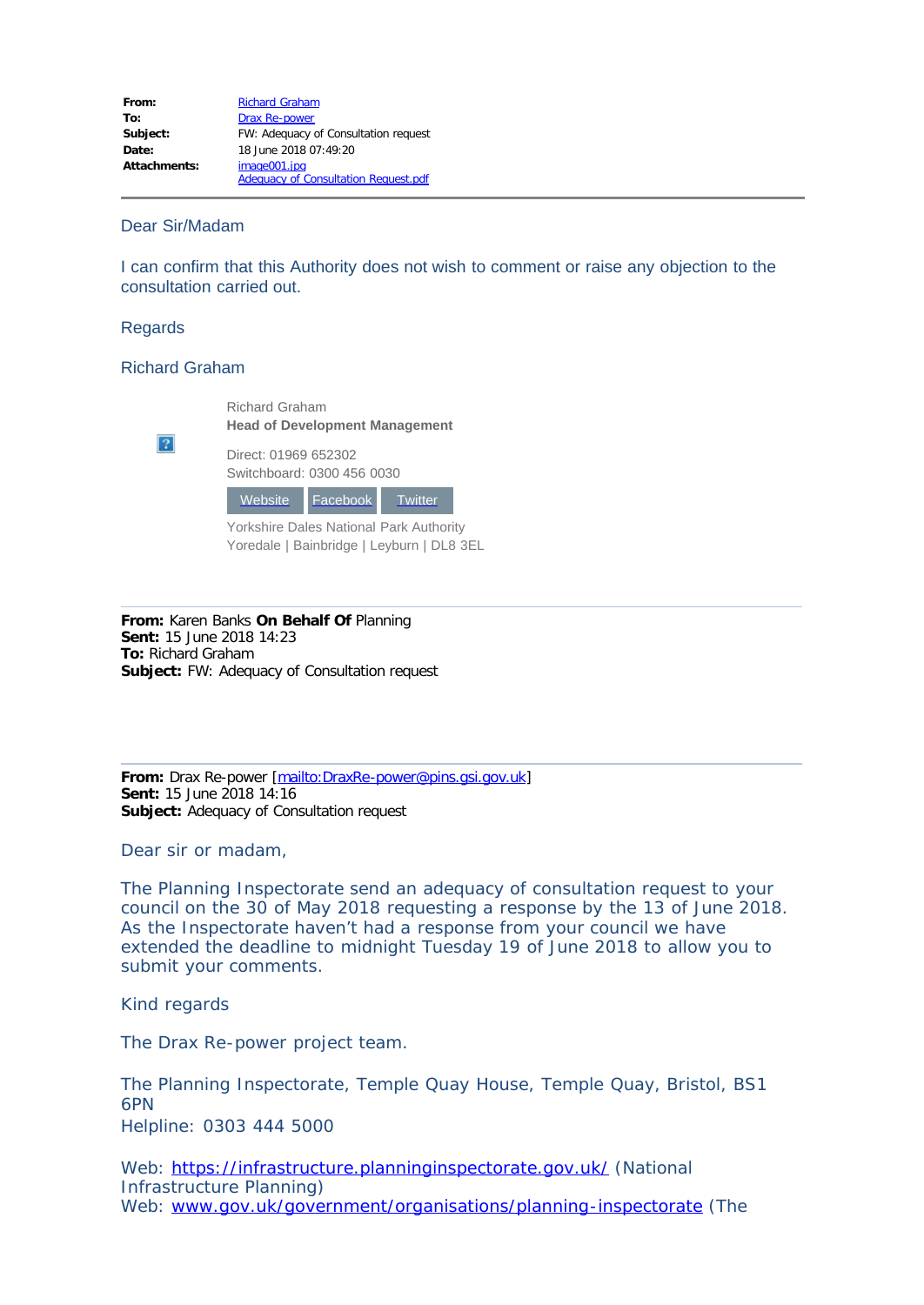**From:** Richard Graham
**To:** Drax Re-power
**Subject:** FW: Adequacy of Consultation request
**Date:** 18 June 2018 07:49:20
**Attachments:** image001.jpg
Adequacy of Consultation Request.pdf

---

Dear Sir/Madam

I can confirm that this Authority does not wish to comment or raise any objection to the consultation carried out.

Regards

Richard Graham

Richard Graham
**Head of Development Management**

Direct: 01969 652302
Switchboard: 0300 456 0030

Website | Facebook | Twitter

Yorkshire Dales National Park Authority
Yoredale | Bainbridge | Leyburn | DL8 3EL

---

**From:** Karen Banks **On Behalf Of** Planning
**Sent:** 15 June 2018 14:23
**To:** Richard Graham
**Subject:** FW: Adequacy of Consultation request

---

**From:** Drax Re-power [mailto:DraxRe-power@pins.gsi.gov.uk]
**Sent:** 15 June 2018 14:16
**Subject:** Adequacy of Consultation request

Dear sir or madam,

The Planning Inspectorate send an adequacy of consultation request to your council on the 30 of May 2018 requesting a response by the 13 of June 2018. As the Inspectorate haven't had a response from your council we have extended the deadline to midnight Tuesday 19 of June 2018 to allow you to submit your comments.

Kind regards

The Drax Re-power project team.

The Planning Inspectorate, Temple Quay House, Temple Quay, Bristol, BS1 6PN
Helpline: 0303 444 5000

Web: https://infrastructure.planninginspectorate.gov.uk/ (National Infrastructure Planning)
Web: www.gov.uk/government/organisations/planning-inspectorate (The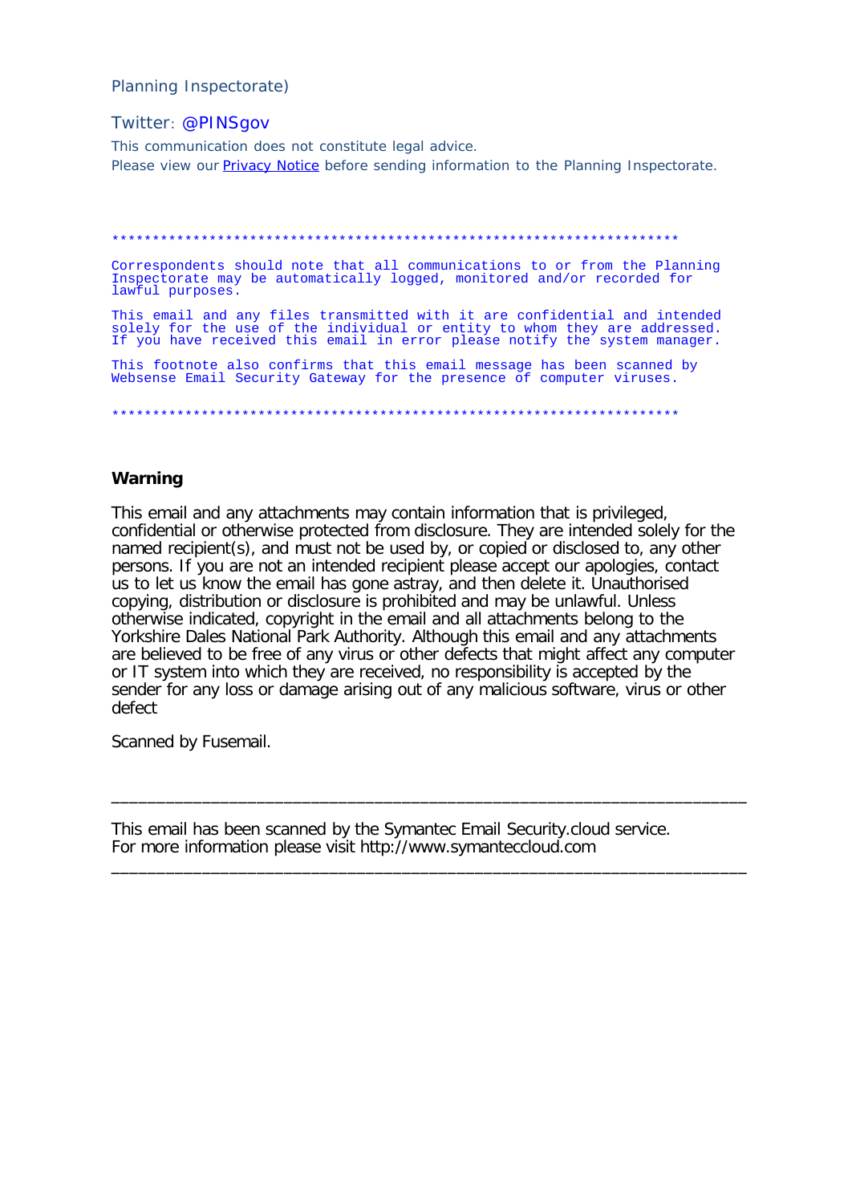Planning Inspectorate)

Twitter: @PINSgov

This communication does not constitute legal advice.
Please view our [Privacy Notice](#) before sending information to the Planning Inspectorate.

**********************************************************************

Correspondents should note that all communications to or from the Planning Inspectorate may be automatically logged, monitored and/or recorded for lawful purposes.

This email and any files transmitted with it are confidential and intended solely for the use of the individual or entity to whom they are addressed. If you have received this email in error please notify the system manager.

This footnote also confirms that this email message has been scanned by Websense Email Security Gateway for the presence of computer viruses.

**********************************************************************

**Warning**

This email and any attachments may contain information that is privileged, confidential or otherwise protected from disclosure. They are intended solely for the named recipient(s), and must not be used by, or copied or disclosed to, any other persons. If you are not an intended recipient please accept our apologies, contact us to let us know the email has gone astray, and then delete it. Unauthorised copying, distribution or disclosure is prohibited and may be unlawful. Unless otherwise indicated, copyright in the email and all attachments belong to the Yorkshire Dales National Park Authority. Although this email and any attachments are believed to be free of any virus or other defects that might affect any computer or IT system into which they are received, no responsibility is accepted by the sender for any loss or damage arising out of any malicious software, virus or other defect

Scanned by Fusemail.

______________________________________________________________________

This email has been scanned by the Symantec Email Security.cloud service.
For more information please visit http://www.symanteccloud.com
______________________________________________________________________